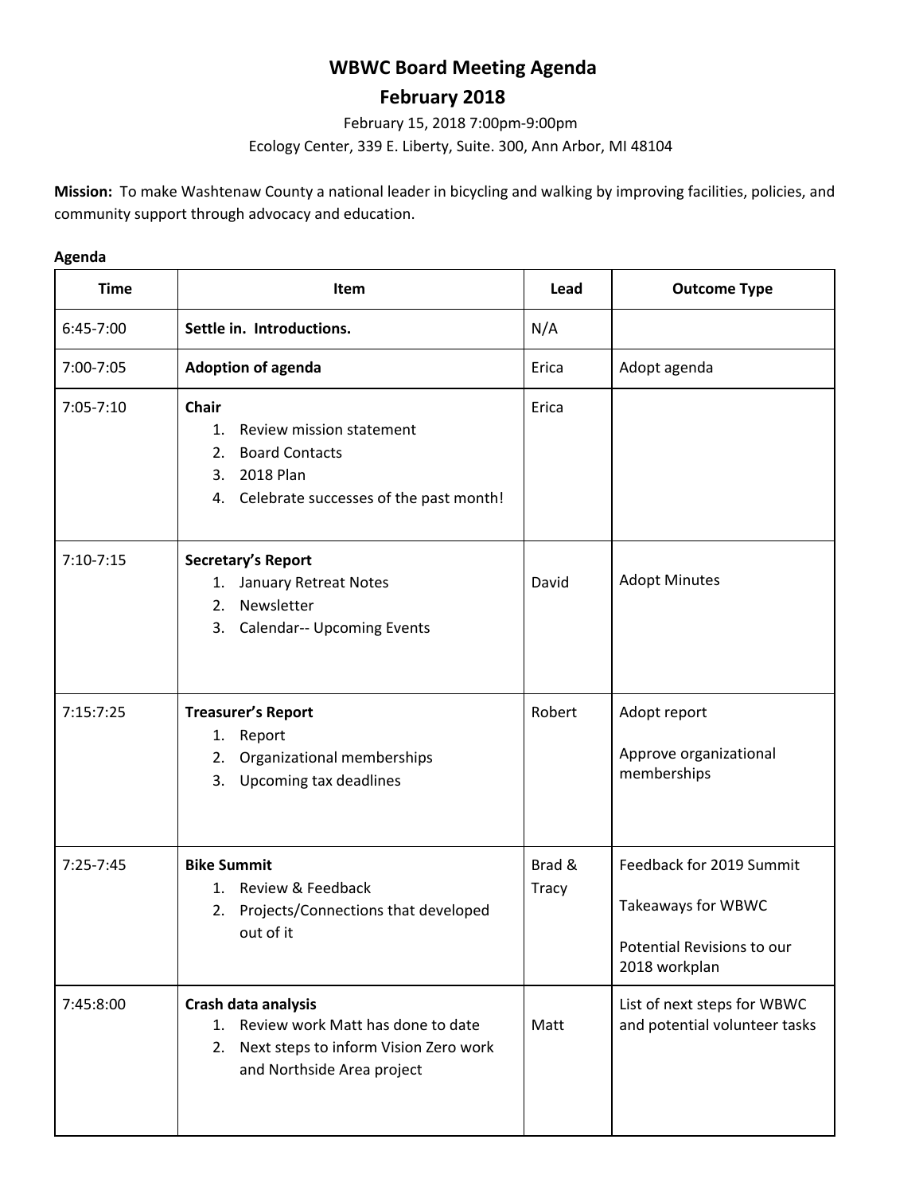# WBWC Board Meeting Agenda

## February 2018

February 15, 2018 7:00pm-9:00pm

Ecology Center, 339 E. Liberty, Suite. 300, Ann Arbor, MI 48104

**Mission:** To make Washtenaw County a national leader in bicycling and walking by improving facilities, policies, and community support through advocacy and education.

**Agenda**

| Time | Item | Lead | Outcome Type |
|---|---|---|---|
| 6:45-7:00 | **Settle in. Introductions.** | N/A | |
| 7:00-7:05 | **Adoption of agenda** | Erica | Adopt agenda |
| 7:05-7:10 | **Chair**<br>1. Review mission statement<br>2. Board Contacts<br>3. 2018 Plan<br>4. Celebrate successes of the past month! | Erica | |
| 7:10-7:15 | **Secretary's Report**<br>1. January Retreat Notes<br>2. Newsletter<br>3. Calendar-- Upcoming Events | David | Adopt Minutes |
| 7:15:7:25 | **Treasurer's Report**<br>1. Report<br>2. Organizational memberships<br>3. Upcoming tax deadlines | Robert | Adopt report<br><br>Approve organizational memberships |
| 7:25-7:45 | **Bike Summit**<br>1. Review & Feedback<br>2. Projects/Connections that developed out of it | Brad & Tracy | Feedback for 2019 Summit<br><br>Takeaways for WBWC<br><br>Potential Revisions to our 2018 workplan |
| 7:45:8:00 | **Crash data analysis**<br>1. Review work Matt has done to date<br>2. Next steps to inform Vision Zero work and Northside Area project | Matt | List of next steps for WBWC and potential volunteer tasks |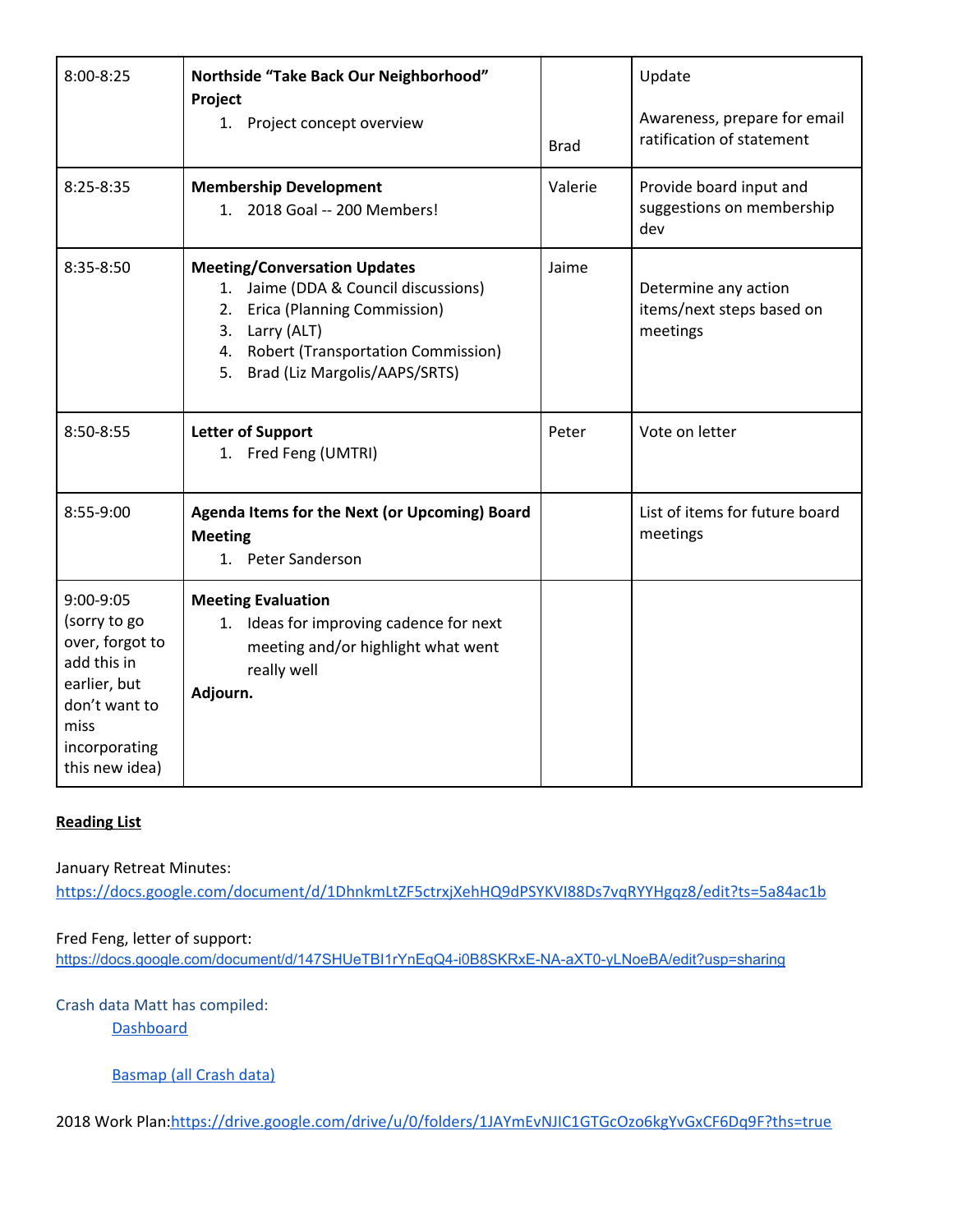| | | | |
|---|---|---|---|
| 8:00-8:25 | **Northside "Take Back Our Neighborhood" Project**<br>1. Project concept overview | Brad | Update<br><br>Awareness, prepare for email ratification of statement |
| 8:25-8:35 | **Membership Development**<br>1. 2018 Goal -- 200 Members! | Valerie | Provide board input and suggestions on membership dev |
| 8:35-8:50 | **Meeting/Conversation Updates**<br>1. Jaime (DDA & Council discussions)<br>2. Erica (Planning Commission)<br>3. Larry (ALT)<br>4. Robert (Transportation Commission)<br>5. Brad (Liz Margolis/AAPS/SRTS) | Jaime | Determine any action items/next steps based on meetings |
| 8:50-8:55 | **Letter of Support**<br>1. Fred Feng (UMTRI) | Peter | Vote on letter |
| 8:55-9:00 | **Agenda Items for the Next (or Upcoming) Board Meeting**<br>1. Peter Sanderson | | List of items for future board meetings |
| 9:00-9:05 (sorry to go over, forgot to add this in earlier, but don't want to miss incorporating this new idea) | **Meeting Evaluation**<br>1. Ideas for improving cadence for next meeting and/or highlight what went really well<br>**Adjourn.** | | |

**Reading List**

January Retreat Minutes:
https://docs.google.com/document/d/1DhnkmLtZF5ctrxjXehHQ9dPSYKVI88Ds7vqRYYHgqz8/edit?ts=5a84ac1b

Fred Feng, letter of support:
https://docs.google.com/document/d/147SHUeTBI1rYnEqQ4-i0B8SKRxE-NA-aXT0-yLNoeBA/edit?usp=sharing

Crash data Matt has compiled:

Dashboard

Basmap (all Crash data)

2018 Work Plan:https://drive.google.com/drive/u/0/folders/1JAYmEvNJIC1GTGcOzo6kgYvGxCF6Dq9F?ths=true